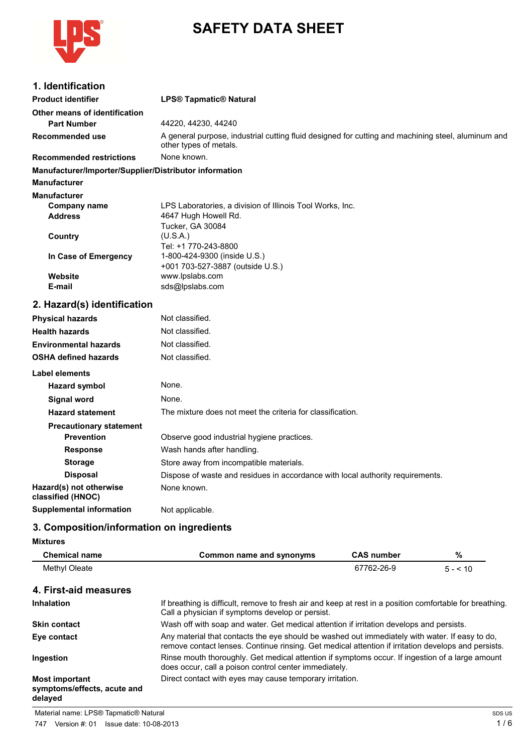# SAFETY DATA SHEET

## 1. Identification

| | |
|---|---|
| **Product identifier** | **LPS® Tapmatic® Natural** |
| **Other means of identification** | |
| **Part Number** | 44220, 44230, 44240 |
| **Recommended use** | A general purpose, industrial cutting fluid designed for cutting and machining steel, aluminum and other types of metals. |
| **Recommended restrictions** | None known. |

**Manufacturer/Importer/Supplier/Distributor information**

**Manufacturer**

**Manufacturer**

| | |
|---|---|
| **Company name** | LPS Laboratories, a division of Illinois Tool Works, Inc. |
| **Address** | 4647 Hugh Howell Rd.<br>Tucker, GA 30084 |
| **Country** | (U.S.A.)<br>Tel: +1 770-243-8800 |
| **In Case of Emergency** | 1-800-424-9300 (inside U.S.)<br>+001 703-527-3887 (outside U.S.) |
| **Website** | www.lpslabs.com |
| **E-mail** | sds@lpslabs.com |

## 2. Hazard(s) identification

| | |
|---|---|
| **Physical hazards** | Not classified. |
| **Health hazards** | Not classified. |
| **Environmental hazards** | Not classified. |
| **OSHA defined hazards** | Not classified. |

**Label elements**

| | |
|---|---|
| **Hazard symbol** | None. |
| **Signal word** | None. |
| **Hazard statement** | The mixture does not meet the criteria for classification. |
| **Precautionary statement** | |
| **Prevention** | Observe good industrial hygiene practices. |
| **Response** | Wash hands after handling. |
| **Storage** | Store away from incompatible materials. |
| **Disposal** | Dispose of waste and residues in accordance with local authority requirements. |
| **Hazard(s) not otherwise classified (HNOC)** | None known. |
| **Supplemental information** | Not applicable. |

## 3. Composition/information on ingredients

**Mixtures**

| Chemical name | Common name and synonyms | CAS number | % |
|---|---|---|---|
| Methyl Oleate | | 67762-26-9 | 5 - < 10 |

## 4. First-aid measures

| | |
|---|---|
| **Inhalation** | If breathing is difficult, remove to fresh air and keep at rest in a position comfortable for breathing. Call a physician if symptoms develop or persist. |
| **Skin contact** | Wash off with soap and water. Get medical attention if irritation develops and persists. |
| **Eye contact** | Any material that contacts the eye should be washed out immediately with water. If easy to do, remove contact lenses. Continue rinsing. Get medical attention if irritation develops and persists. |
| **Ingestion** | Rinse mouth thoroughly. Get medical attention if symptoms occur. If ingestion of a large amount does occur, call a poison control center immediately. |
| **Most important symptoms/effects, acute and delayed** | Direct contact with eyes may cause temporary irritation. |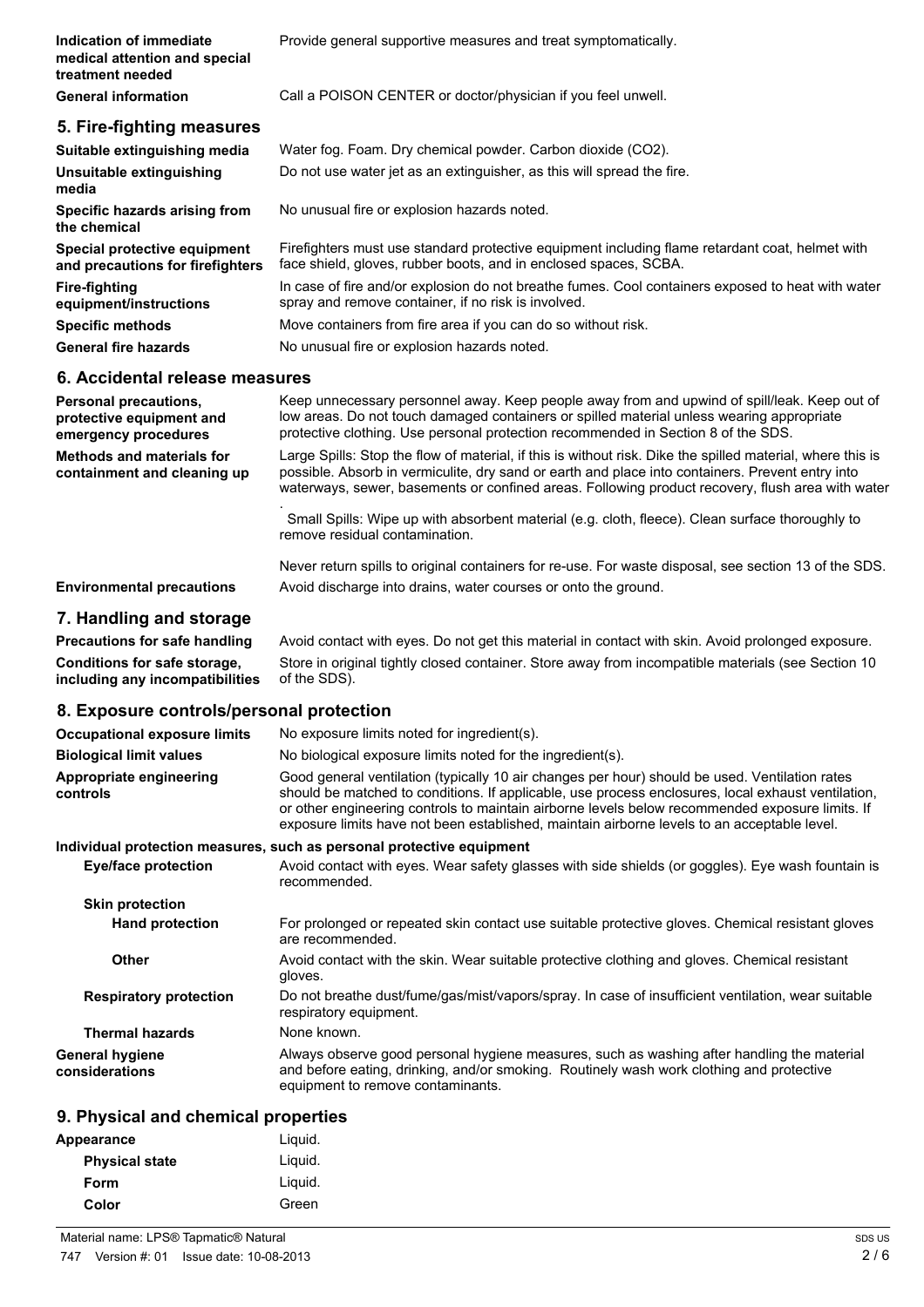| | |
|---|---|
| **Indication of immediate medical attention and special treatment needed** | Provide general supportive measures and treat symptomatically. |
| **General information** | Call a POISON CENTER or doctor/physician if you feel unwell. |

## 5. Fire-fighting measures

| | |
|---|---|
| **Suitable extinguishing media** | Water fog. Foam. Dry chemical powder. Carbon dioxide ($CO_2$). |
| **Unsuitable extinguishing media** | Do not use water jet as an extinguisher, as this will spread the fire. |
| **Specific hazards arising from the chemical** | No unusual fire or explosion hazards noted. |
| **Special protective equipment and precautions for firefighters** | Firefighters must use standard protective equipment including flame retardant coat, helmet with face shield, gloves, rubber boots, and in enclosed spaces, SCBA. |
| **Fire-fighting equipment/instructions** | In case of fire and/or explosion do not breathe fumes. Cool containers exposed to heat with water spray and remove container, if no risk is involved. |
| **Specific methods** | Move containers from fire area if you can do so without risk. |
| **General fire hazards** | No unusual fire or explosion hazards noted. |

## 6. Accidental release measures

**Personal precautions, protective equipment and emergency procedures**

Keep unnecessary personnel away. Keep people away from and upwind of spill/leak. Keep out of low areas. Do not touch damaged containers or spilled material unless wearing appropriate protective clothing. Use personal protection recommended in Section 8 of the SDS.

**Methods and materials for containment and cleaning up**

Large Spills: Stop the flow of material, if this is without risk. Dike the spilled material, where this is possible. Absorb in vermiculite, dry sand or earth and place into containers. Prevent entry into waterways, sewer, basements or confined areas. Following product recovery, flush area with water
.

Small Spills: Wipe up with absorbent material (e.g. cloth, fleece). Clean surface thoroughly to remove residual contamination.

Never return spills to original containers for re-use. For waste disposal, see section 13 of the SDS.

**Environmental precautions**

Avoid discharge into drains, water courses or onto the ground.

## 7. Handling and storage

| | |
|---|---|
| **Precautions for safe handling** | Avoid contact with eyes. Do not get this material in contact with skin. Avoid prolonged exposure. |
| **Conditions for safe storage, including any incompatibilities** | Store in original tightly closed container. Store away from incompatible materials (see Section 10 of the SDS). |

## 8. Exposure controls/personal protection

| | |
|---|---|
| **Occupational exposure limits** | No exposure limits noted for ingredient(s). |
| **Biological limit values** | No biological exposure limits noted for the ingredient(s). |
| **Appropriate engineering controls** | Good general ventilation (typically 10 air changes per hour) should be used. Ventilation rates should be matched to conditions. If applicable, use process enclosures, local exhaust ventilation, or other engineering controls to maintain airborne levels below recommended exposure limits. If exposure limits have not been established, maintain airborne levels to an acceptable level. |

**Individual protection measures, such as personal protective equipment**

| | |
|---|---|
| **Eye/face protection** | Avoid contact with eyes. Wear safety glasses with side shields (or goggles). Eye wash fountain is recommended. |
| **Skin protection** | |
| **Hand protection** | For prolonged or repeated skin contact use suitable protective gloves. Chemical resistant gloves are recommended. |
| **Other** | Avoid contact with the skin. Wear suitable protective clothing and gloves. Chemical resistant gloves. |
| **Respiratory protection** | Do not breathe dust/fume/gas/mist/vapors/spray. In case of insufficient ventilation, wear suitable respiratory equipment. |
| **Thermal hazards** | None known. |
| **General hygiene considerations** | Always observe good personal hygiene measures, such as washing after handling the material and before eating, drinking, and/or smoking. Routinely wash work clothing and protective equipment to remove contaminants. |

## 9. Physical and chemical properties

| | |
|---|---|
| **Appearance** | Liquid. |
| **Physical state** | Liquid. |
| **Form** | Liquid. |
| **Color** | Green |

Material name: LPS® Tapmatic® Natural

747 Version #: 01 Issue date: 10-08-2013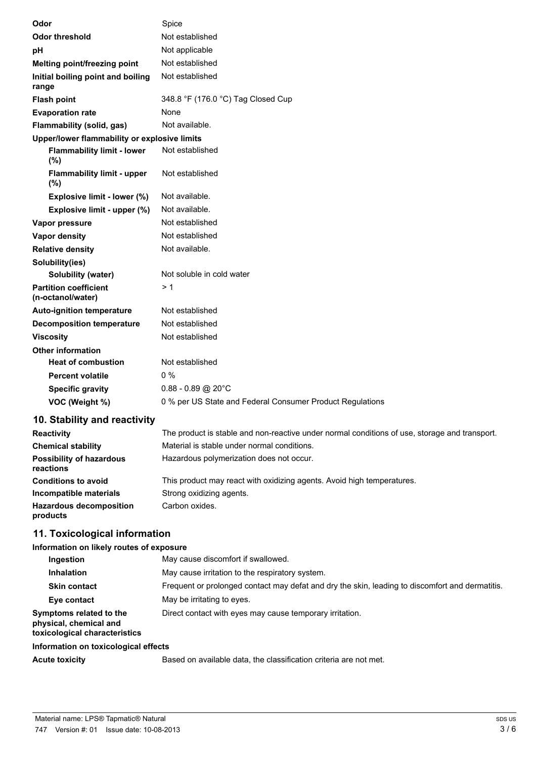| | |
|---|---|
| **Odor** | Spice |
| **Odor threshold** | Not established |
| **pH** | Not applicable |
| **Melting point/freezing point** | Not established |
| **Initial boiling point and boiling range** | Not established |
| **Flash point** | 348.8 °F (176.0 °C) Tag Closed Cup |
| **Evaporation rate** | None |
| **Flammability (solid, gas)** | Not available. |
| **Upper/lower flammability or explosive limits** | |
| **Flammability limit - lower (%)** | Not established |
| **Flammability limit - upper (%)** | Not established |
| **Explosive limit - lower (%)** | Not available. |
| **Explosive limit - upper (%)** | Not available. |
| **Vapor pressure** | Not established |
| **Vapor density** | Not established |
| **Relative density** | Not available. |
| **Solubility(ies)** | |
| **Solubility (water)** | Not soluble in cold water |
| **Partition coefficient (n-octanol/water)** | > 1 |
| **Auto-ignition temperature** | Not established |
| **Decomposition temperature** | Not established |
| **Viscosity** | Not established |
| **Other information** | |
| **Heat of combustion** | Not established |
| **Percent volatile** | 0 % |
| **Specific gravity** | 0.88 - 0.89 @ 20°C |
| **VOC (Weight %)** | 0 % per US State and Federal Consumer Product Regulations |

## 10. Stability and reactivity

| | |
|---|---|
| **Reactivity** | The product is stable and non-reactive under normal conditions of use, storage and transport. |
| **Chemical stability** | Material is stable under normal conditions. |
| **Possibility of hazardous reactions** | Hazardous polymerization does not occur. |
| **Conditions to avoid** | This product may react with oxidizing agents. Avoid high temperatures. |
| **Incompatible materials** | Strong oxidizing agents. |
| **Hazardous decomposition products** | Carbon oxides. |

## 11. Toxicological information

**Information on likely routes of exposure**

| | |
|---|---|
| **Ingestion** | May cause discomfort if swallowed. |
| **Inhalation** | May cause irritation to the respiratory system. |
| **Skin contact** | Frequent or prolonged contact may defat and dry the skin, leading to discomfort and dermatitis. |
| **Eye contact** | May be irritating to eyes. |
| **Symptoms related to the physical, chemical and toxicological characteristics** | Direct contact with eyes may cause temporary irritation. |

**Information on toxicological effects**

| | |
|---|---|
| **Acute toxicity** | Based on available data, the classification criteria are not met. |

Material name: LPS® Tapmatic® Natural

747 Version #: 01 Issue date: 10-08-2013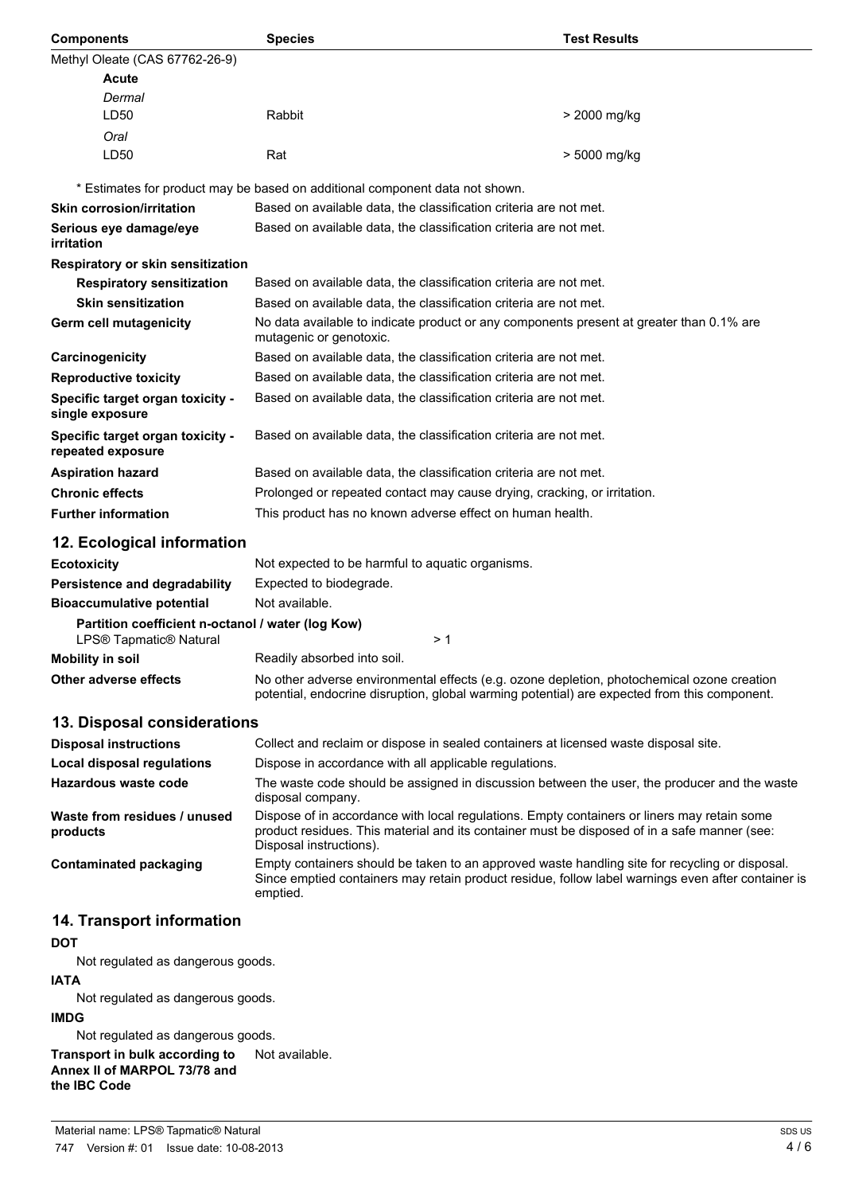| Components | Species | Test Results |
|---|---|---|
| Methyl Oleate (CAS 67762-26-9) | | |
| **Acute** | | |
| *Dermal* | | |
| LD50 | Rabbit | > 2000 mg/kg |
| *Oral* | | |
| LD50 | Rat | > 5000 mg/kg |

* Estimates for product may be based on additional component data not shown.

**Skin corrosion/irritation** Based on available data, the classification criteria are not met.

**Serious eye damage/eye irritation** Based on available data, the classification criteria are not met.

**Respiratory or skin sensitization**

**Respiratory sensitization** Based on available data, the classification criteria are not met.

**Skin sensitization** Based on available data, the classification criteria are not met.

**Germ cell mutagenicity** No data available to indicate product or any components present at greater than 0.1% are mutagenic or genotoxic.

**Carcinogenicity** Based on available data, the classification criteria are not met.

**Reproductive toxicity** Based on available data, the classification criteria are not met.

**Specific target organ toxicity - single exposure** Based on available data, the classification criteria are not met.

**Specific target organ toxicity - repeated exposure** Based on available data, the classification criteria are not met.

**Aspiration hazard** Based on available data, the classification criteria are not met.

**Chronic effects** Prolonged or repeated contact may cause drying, cracking, or irritation.

**Further information** This product has no known adverse effect on human health.

## 12. Ecological information

**Ecotoxicity** Not expected to be harmful to aquatic organisms.

**Persistence and degradability** Expected to biodegrade.

**Bioaccumulative potential** Not available.

**Partition coefficient n-octanol / water (log Kow)**

LPS® Tapmatic® Natural > 1

**Mobility in soil** Readily absorbed into soil.

**Other adverse effects** No other adverse environmental effects (e.g. ozone depletion, photochemical ozone creation potential, endocrine disruption, global warming potential) are expected from this component.

## 13. Disposal considerations

**Disposal instructions** Collect and reclaim or dispose in sealed containers at licensed waste disposal site.

**Local disposal regulations** Dispose in accordance with all applicable regulations.

**Hazardous waste code** The waste code should be assigned in discussion between the user, the producer and the waste disposal company.

**Waste from residues / unused products** Dispose of in accordance with local regulations. Empty containers or liners may retain some product residues. This material and its container must be disposed of in a safe manner (see: Disposal instructions).

**Contaminated packaging** Empty containers should be taken to an approved waste handling site for recycling or disposal. Since emptied containers may retain product residue, follow label warnings even after container is emptied.

## 14. Transport information

**DOT**

Not regulated as dangerous goods.

**IATA**

Not regulated as dangerous goods.

**IMDG**

Not regulated as dangerous goods.

**Transport in bulk according to Annex II of MARPOL 73/78 and the IBC Code** Not available.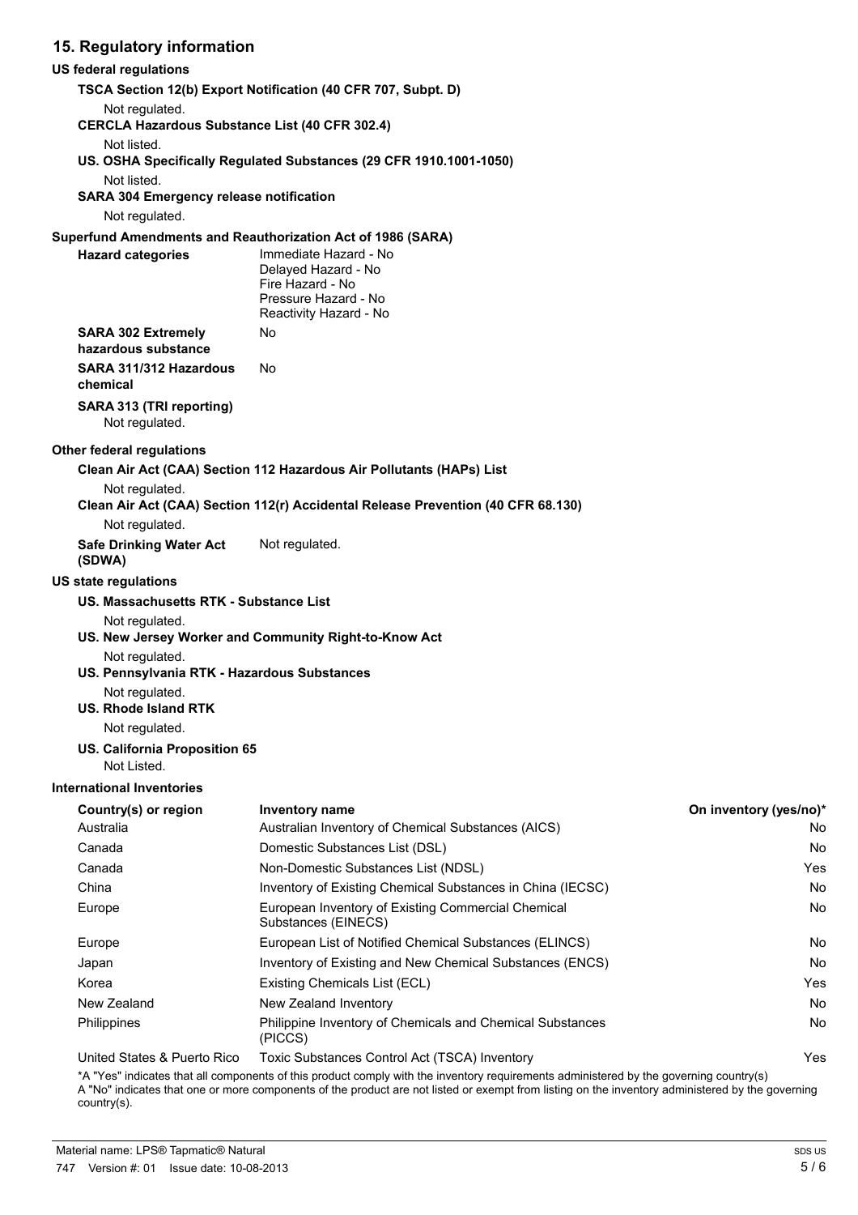## 15. Regulatory information

### US federal regulations

**TSCA Section 12(b) Export Notification (40 CFR 707, Subpt. D)**

Not regulated.

**CERCLA Hazardous Substance List (40 CFR 302.4)**

Not listed.

**US. OSHA Specifically Regulated Substances (29 CFR 1910.1001-1050)**

Not listed.

**SARA 304 Emergency release notification**

Not regulated.

### Superfund Amendments and Reauthorization Act of 1986 (SARA)

**Hazard categories**
Immediate Hazard - No
Delayed Hazard - No
Fire Hazard - No
Pressure Hazard - No
Reactivity Hazard - No

**SARA 302 Extremely hazardous substance** No

**SARA 311/312 Hazardous chemical** No

**SARA 313 (TRI reporting)**

Not regulated.

### Other federal regulations

**Clean Air Act (CAA) Section 112 Hazardous Air Pollutants (HAPs) List**

Not regulated.

**Clean Air Act (CAA) Section 112(r) Accidental Release Prevention (40 CFR 68.130)**

Not regulated.

**Safe Drinking Water Act (SDWA)** Not regulated.

### US state regulations

**US. Massachusetts RTK - Substance List**

Not regulated.

**US. New Jersey Worker and Community Right-to-Know Act**

Not regulated.

**US. Pennsylvania RTK - Hazardous Substances**

Not regulated.

**US. Rhode Island RTK**

Not regulated.

**US. California Proposition 65**

Not Listed.

### International Inventories

| Country(s) or region | Inventory name | On inventory (yes/no)* |
|---|---|---|
| Australia | Australian Inventory of Chemical Substances (AICS) | No |
| Canada | Domestic Substances List (DSL) | No |
| Canada | Non-Domestic Substances List (NDSL) | Yes |
| China | Inventory of Existing Chemical Substances in China (IECSC) | No |
| Europe | European Inventory of Existing Commercial Chemical Substances (EINECS) | No |
| Europe | European List of Notified Chemical Substances (ELINCS) | No |
| Japan | Inventory of Existing and New Chemical Substances (ENCS) | No |
| Korea | Existing Chemicals List (ECL) | Yes |
| New Zealand | New Zealand Inventory | No |
| Philippines | Philippine Inventory of Chemicals and Chemical Substances (PICCS) | No |
| United States & Puerto Rico | Toxic Substances Control Act (TSCA) Inventory | Yes |

*A "Yes" indicates that all components of this product comply with the inventory requirements administered by the governing country(s)
A "No" indicates that one or more components of the product are not listed or exempt from listing on the inventory administered by the governing country(s).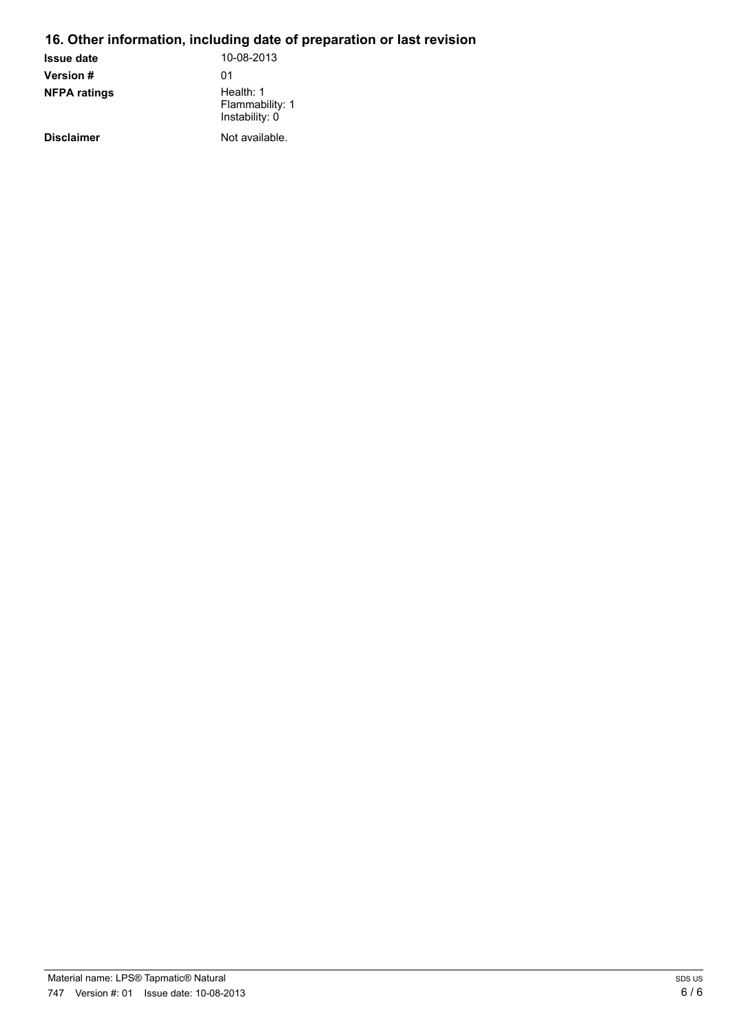## 16. Other information, including date of preparation or last revision

| | |
|---|---|
| **Issue date** | 10-08-2013 |
| **Version #** | 01 |
| **NFPA ratings** | Health: 1<br>Flammability: 1<br>Instability: 0 |
| **Disclaimer** | Not available. |